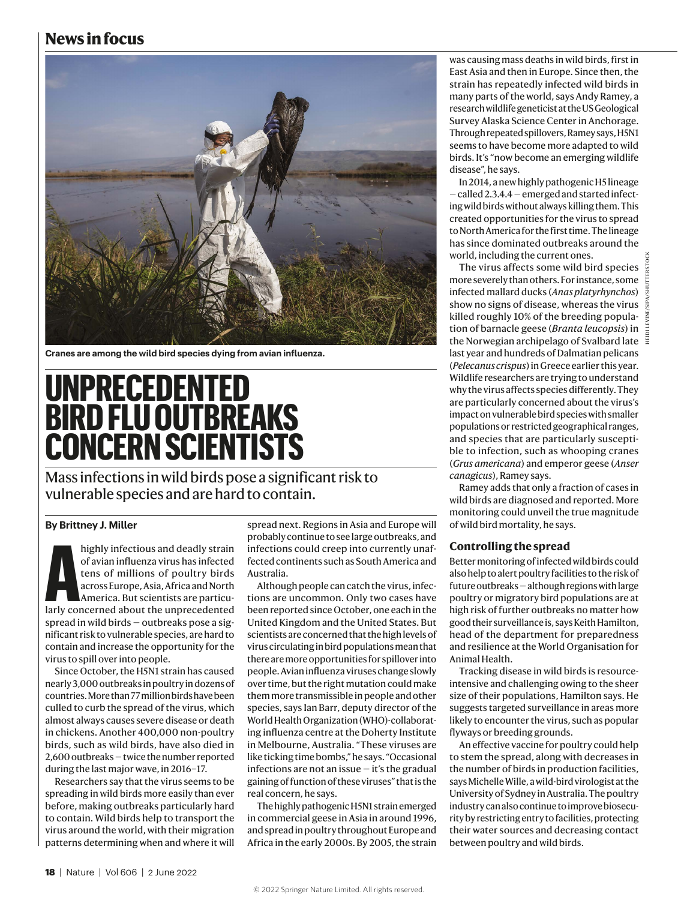Cranes are among the wild bird species dying from avian influenza.

# UNPRECEDENTED BIRD FLU OUTBREAKS CONCERN SCIENTISTS

Mass infections in wild birds pose a significant risk to vulnerable species and are hard to contain.

**By Brittney J. Miller**

A highly infectious and deadly strain of avian influenza virus has infected tens of millions of poultry birds across Europe, Asia, Africa and North America. But scientists are particularly concerned about the unprecedented spread in wild birds — outbreaks pose a significant risk to vulnerable species, are hard to contain and increase the opportunity for the virus to spill over into people.

Since October, the H5N1 strain has caused nearly 3,000 outbreaks in poultry in dozens of countries. More than 77 million birds have been culled to curb the spread of the virus, which almost always causes severe disease or death in chickens. Another 400,000 non-poultry birds, such as wild birds, have also died in 2,600 outbreaks — twice the number reported during the last major wave, in 2016–17.

Researchers say that the virus seems to be spreading in wild birds more easily than ever before, making outbreaks particularly hard to contain. Wild birds help to transport the virus around the world, with their migration patterns determining when and where it will spread next. Regions in Asia and Europe will probably continue to see large outbreaks, and infections could creep into currently unaffected continents such as South America and Australia.

Although people can catch the virus, infections are uncommon. Only two cases have been reported since October, one each in the United Kingdom and the United States. But scientists are concerned that the high levels of virus circulating in bird populations mean that there are more opportunities for spillover into people. Avian influenza viruses change slowly over time, but the right mutation could make them more transmissible in people and other species, says Ian Barr, deputy director of the World Health Organization (WHO)-collaborating influenza centre at the Doherty Institute in Melbourne, Australia. "These viruses are like ticking time bombs," he says. "Occasional infections are not an issue — it's the gradual gaining of function of these viruses" that is the real concern, he says.

The highly pathogenic H5N1 strain emerged in commercial geese in Asia in around 1996, and spread in poultry throughout Europe and Africa in the early 2000s. By 2005, the strain was causing mass deaths in wild birds, first in East Asia and then in Europe. Since then, the strain has repeatedly infected wild birds in many parts of the world, says Andy Ramey, a research wildlife geneticist at the US Geological Survey Alaska Science Center in Anchorage. Through repeated spillovers, Ramey says, H5N1 seems to have become more adapted to wild birds. It's "now become an emerging wildlife disease", he says.

In 2014, a new highly pathogenic H5 lineage — called 2.3.4.4 — emerged and started infecting wild birds without always killing them. This created opportunities for the virus to spread to North America for the first time. The lineage has since dominated outbreaks around the world, including the current ones.

The virus affects some wild bird species more severely than others. For instance, some infected mallard ducks (*Anas platyrhynchos*) show no signs of disease, whereas the virus killed roughly 10% of the breeding population of barnacle geese (*Branta leucopsis*) in the Norwegian archipelago of Svalbard late last year and hundreds of Dalmatian pelicans (*Pelecanus crispus*) in Greece earlier this year. Wildlife researchers are trying to understand why the virus affects species differently. They are particularly concerned about the virus's impact on vulnerable bird species with smaller populations or restricted geographical ranges, and species that are particularly susceptible to infection, such as whooping cranes (*Grus americana*) and emperor geese (*Anser canagicus*), Ramey says.

Ramey adds that only a fraction of cases in wild birds are diagnosed and reported. More monitoring could unveil the true magnitude of wild bird mortality, he says.

### Controlling the spread

Better monitoring of infected wild birds could also help to alert poultry facilities to the risk of future outbreaks — although regions with large poultry or migratory bird populations are at high risk of further outbreaks no matter how good their surveillance is, says Keith Hamilton, head of the department for preparedness and resilience at the World Organisation for Animal Health.

Tracking disease in wild birds is resource-intensive and challenging owing to the sheer size of their populations, Hamilton says. He suggests targeted surveillance in areas more likely to encounter the virus, such as popular flyways or breeding grounds.

An effective vaccine for poultry could help to stem the spread, along with decreases in the number of birds in production facilities, says Michelle Wille, a wild-bird virologist at the University of Sydney in Australia. The poultry industry can also continue to improve biosecurity by restricting entry to facilities, protecting their water sources and decreasing contact between poultry and wild birds.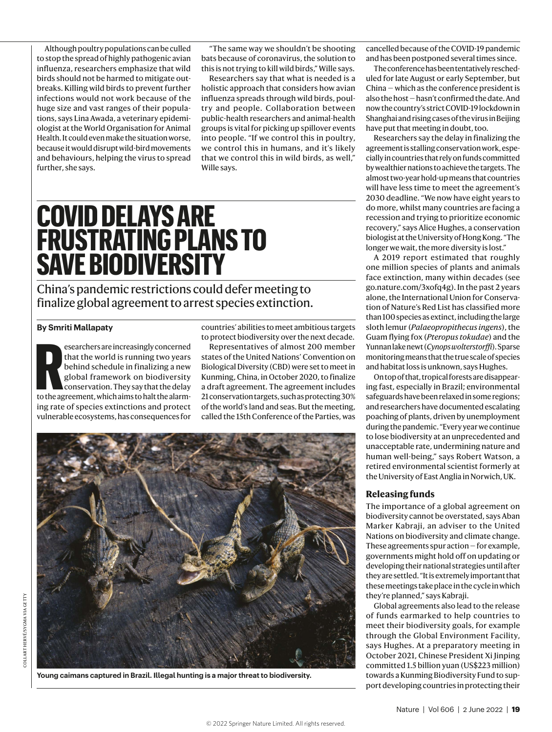Although poultry populations can be culled to stop the spread of highly pathogenic avian influenza, researchers emphasize that wild birds should not be harmed to mitigate outbreaks. Killing wild birds to prevent further infections would not work because of the huge size and vast ranges of their populations, says Lina Awada, a veterinary epidemiologist at the World Organisation for Animal Health. It could even make the situation worse, because it would disrupt wild-bird movements and behaviours, helping the virus to spread further, she says.

"The same way we shouldn't be shooting bats because of coronavirus, the solution to this is not trying to kill wild birds," Wille says.

Researchers say that what is needed is a holistic approach that considers how avian influenza spreads through wild birds, poultry and people. Collaboration between public-health researchers and animal-health groups is vital for picking up spillover events into people. "If we control this in poultry, we control this in humans, and it's likely that we control this in wild birds, as well," Wille says.

# COVID DELAYS ARE FRUSTRATING PLANS TO SAVE BIODIVERSITY

China's pandemic restrictions could defer meeting to finalize global agreement to arrest species extinction.

**By Smriti Mallapaty**

Researchers are increasingly concerned that the world is running two years behind schedule in finalizing a new global framework on biodiversity conservation. They say that the delay to the agreement, which aims to halt the alarming rate of species extinctions and protect vulnerable ecosystems, has consequences for countries' abilities to meet ambitious targets to protect biodiversity over the next decade.

Representatives of almost 200 member states of the United Nations' Convention on Biological Diversity (CBD) were set to meet in Kunming, China, in October 2020, to finalize a draft agreement. The agreement includes 21 conservation targets, such as protecting 30% of the world's land and seas. But the meeting, called the 15th Conference of the Parties, was cancelled because of the COVID-19 pandemic and has been postponed several times since.

The conference has been tentatively rescheduled for late August or early September, but China — which as the conference president is also the host — hasn't confirmed the date. And now the country's strict COVID-19 lockdown in Shanghai and rising cases of the virus in Beijing have put that meeting in doubt, too.

Researchers say the delay in finalizing the agreement is stalling conservation work, especially in countries that rely on funds committed by wealthier nations to achieve the targets. The almost two-year hold-up means that countries will have less time to meet the agreement's 2030 deadline. "We now have eight years to do more, whilst many countries are facing a recession and trying to prioritize economic recovery," says Alice Hughes, a conservation biologist at the University of Hong Kong. "The longer we wait, the more diversity is lost."

A 2019 report estimated that roughly one million species of plants and animals face extinction, many within decades (see go.nature.com/3xofq4g). In the past 2 years alone, the International Union for Conservation of Nature's Red List has classified more than 100 species as extinct, including the large sloth lemur (*Palaeopropithecus ingens*), the Guam flying fox (*Pteropus tokudae*) and the Yunnan lake newt (*Cynops wolterstorffi*). Sparse monitoring means that the true scale of species and habitat loss is unknown, says Hughes.

On top of that, tropical forests are disappearing fast, especially in Brazil; environmental safeguards have been relaxed in some regions; and researchers have documented escalating poaching of plants, driven by unemployment during the pandemic. "Every year we continue to lose biodiversity at an unprecedented and unacceptable rate, undermining nature and human well-being," says Robert Watson, a retired environmental scientist formerly at the University of East Anglia in Norwich, UK.

**Young caimans captured in Brazil. Illegal hunting is a major threat to biodiversity.**

COLLART HERVÉ/SYGMA VIA GETTY

## Releasing funds

The importance of a global agreement on biodiversity cannot be overstated, says Aban Marker Kabraji, an adviser to the United Nations on biodiversity and climate change. These agreements spur action — for example, governments might hold off on updating or developing their national strategies until after they are settled. "It is extremely important that these meetings take place in the cycle in which they're planned," says Kabraji.

Global agreements also lead to the release of funds earmarked to help countries to meet their biodiversity goals, for example through the Global Environment Facility, says Hughes. At a preparatory meeting in October 2021, Chinese President Xi Jinping committed 1.5 billion yuan (US$223 million) towards a Kunming Biodiversity Fund to support developing countries in protecting their